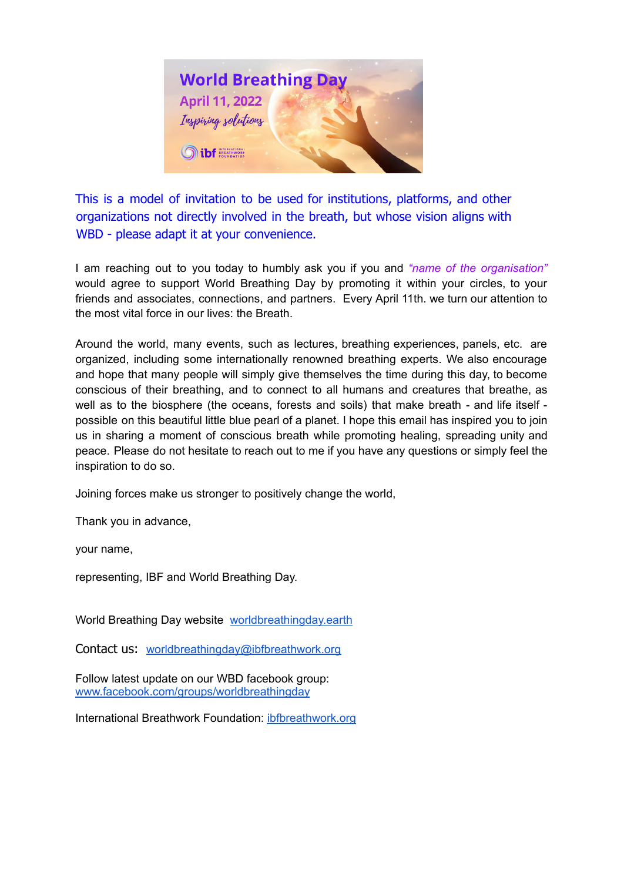This is a model of invitation to be used for institutions, platforms, and other organizations not directly involved in the breath, but whose vision aligns with WBD - please adapt it at your convenience.

I am reaching out to you today to humbly ask you if you and *"name of the organisation"* would agree to support World Breathing Day by promoting it within your circles, to your friends and associates, connections, and partners. Every April 11th. we turn our attention to the most vital force in our lives: the Breath.

Around the world, many events, such as lectures, breathing experiences, panels, etc. are organized, including some internationally renowned breathing experts. We also encourage and hope that many people will simply give themselves the time during this day, to become conscious of their breathing, and to connect to all humans and creatures that breathe, as well as to the biosphere (the oceans, forests and soils) that make breath - and life itself - possible on this beautiful little blue pearl of a planet. I hope this email has inspired you to join us in sharing a moment of conscious breath while promoting healing, spreading unity and peace. Please do not hesitate to reach out to me if you have any questions or simply feel the inspiration to do so.

Joining forces make us stronger to positively change the world,

Thank you in advance,

your name,

representing, IBF and World Breathing Day.

World Breathing Day website [worldbreathingday.earth](worldbreathingday.earth)

Contact us: [worldbreathingday@ibfbreathwork.org](mailto:worldbreathingday@ibfbreathwork.org)

Follow latest update on our WBD facebook group:
[www.facebook.com/groups/worldbreathingday](www.facebook.com/groups/worldbreathingday)

International Breathwork Foundation: [ibfbreathwork.org](ibfbreathwork.org)